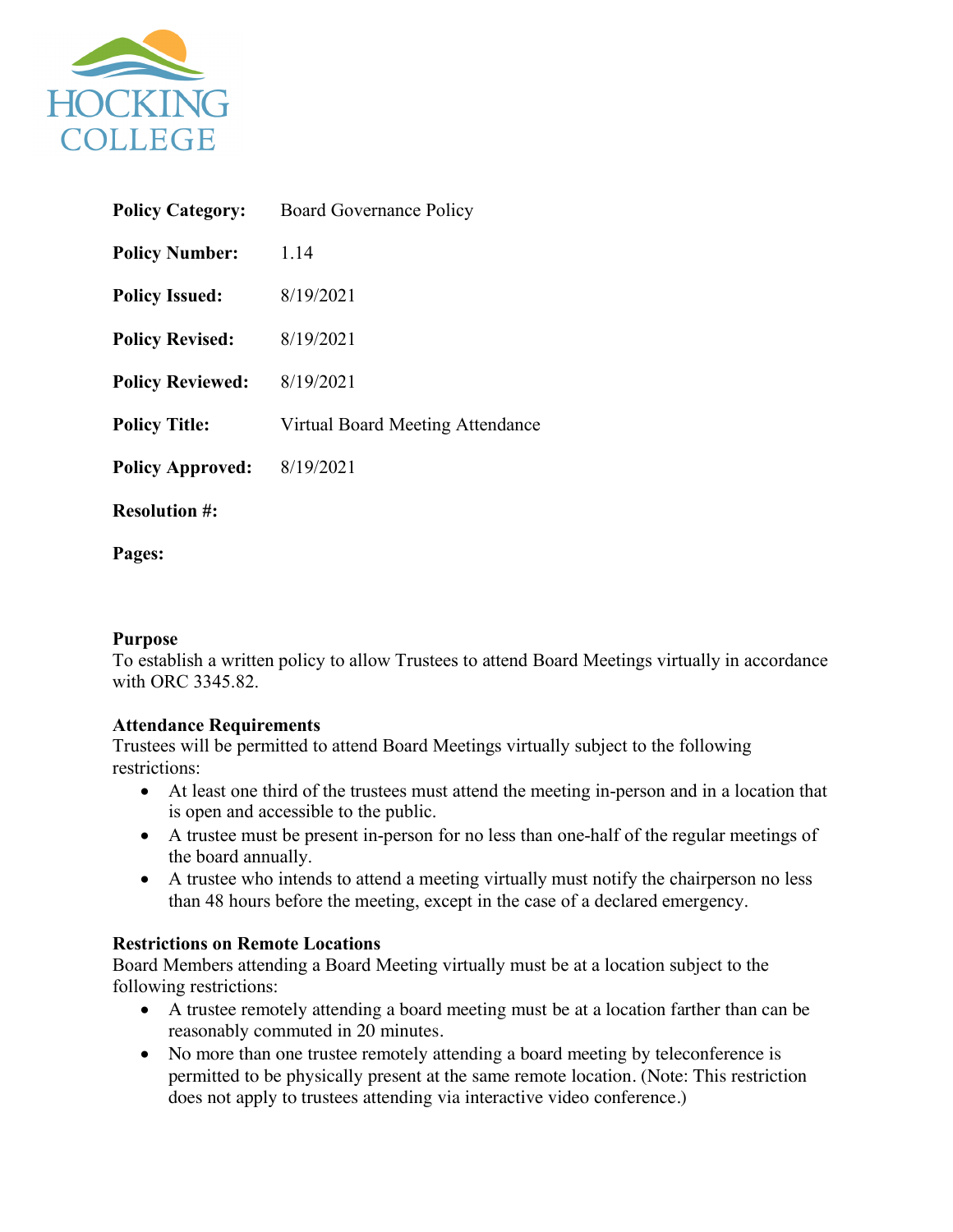HOCKING COLLEGE

| | |
|---|---|
| **Policy Category:** | Board Governance Policy |
| **Policy Number:** | 1.14 |
| **Policy Issued:** | 8/19/2021 |
| **Policy Revised:** | 8/19/2021 |
| **Policy Reviewed:** | 8/19/2021 |
| **Policy Title:** | Virtual Board Meeting Attendance |
| **Policy Approved:** | 8/19/2021 |
| **Resolution #:** | |
| **Pages:** | |

**Purpose**

To establish a written policy to allow Trustees to attend Board Meetings virtually in accordance with ORC 3345.82.

**Attendance Requirements**

Trustees will be permitted to attend Board Meetings virtually subject to the following restrictions:

- At least one third of the trustees must attend the meeting in-person and in a location that is open and accessible to the public.
- A trustee must be present in-person for no less than one-half of the regular meetings of the board annually.
- A trustee who intends to attend a meeting virtually must notify the chairperson no less than 48 hours before the meeting, except in the case of a declared emergency.

**Restrictions on Remote Locations**

Board Members attending a Board Meeting virtually must be at a location subject to the following restrictions:

- A trustee remotely attending a board meeting must be at a location farther than can be reasonably commuted in 20 minutes.
- No more than one trustee remotely attending a board meeting by teleconference is permitted to be physically present at the same remote location. (Note: This restriction does not apply to trustees attending via interactive video conference.)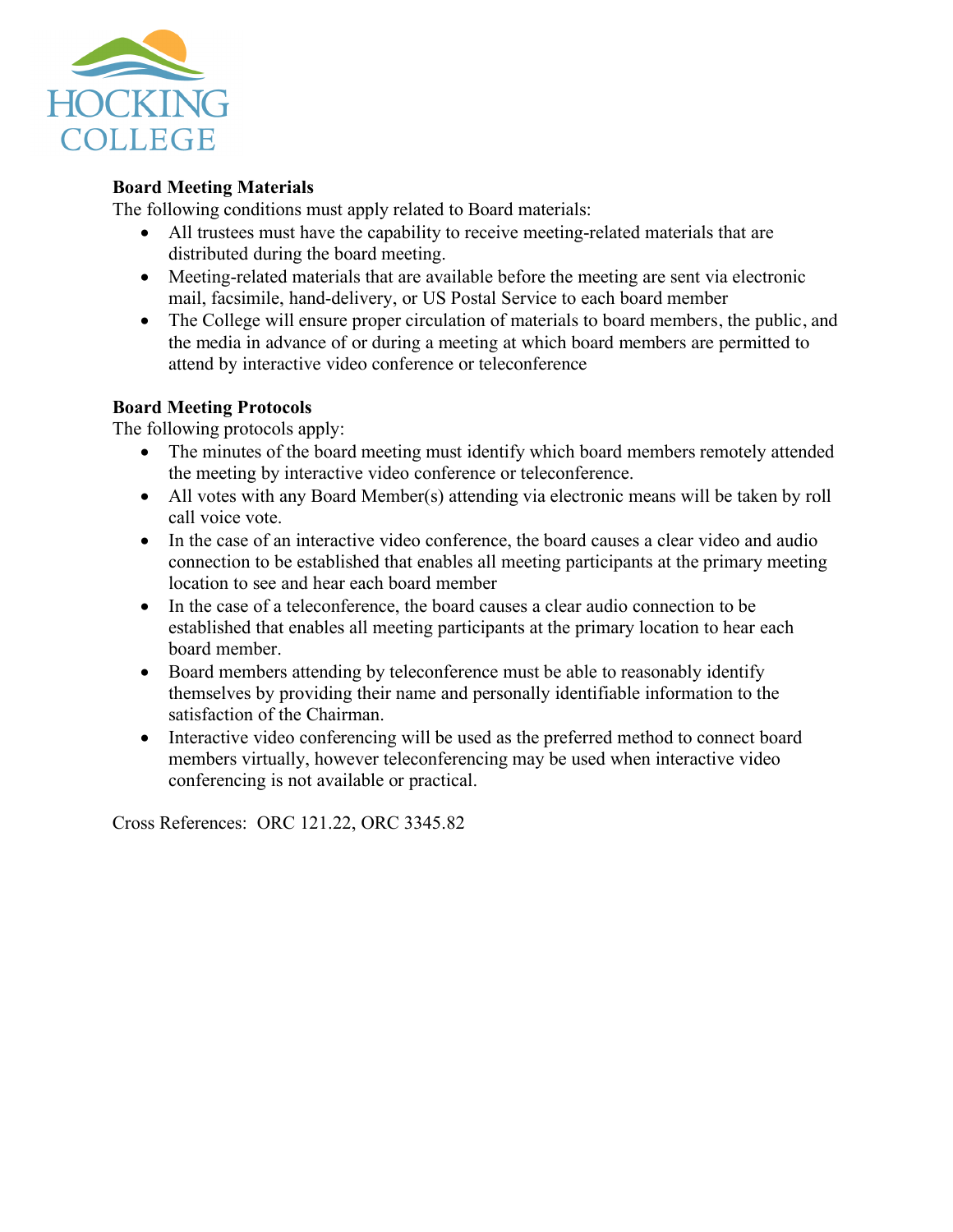**Board Meeting Materials**

The following conditions must apply related to Board materials:

- All trustees must have the capability to receive meeting-related materials that are distributed during the board meeting.
- Meeting-related materials that are available before the meeting are sent via electronic mail, facsimile, hand-delivery, or US Postal Service to each board member
- The College will ensure proper circulation of materials to board members, the public, and the media in advance of or during a meeting at which board members are permitted to attend by interactive video conference or teleconference

**Board Meeting Protocols**

The following protocols apply:

- The minutes of the board meeting must identify which board members remotely attended the meeting by interactive video conference or teleconference.
- All votes with any Board Member(s) attending via electronic means will be taken by roll call voice vote.
- In the case of an interactive video conference, the board causes a clear video and audio connection to be established that enables all meeting participants at the primary meeting location to see and hear each board member
- In the case of a teleconference, the board causes a clear audio connection to be established that enables all meeting participants at the primary location to hear each board member.
- Board members attending by teleconference must be able to reasonably identify themselves by providing their name and personally identifiable information to the satisfaction of the Chairman.
- Interactive video conferencing will be used as the preferred method to connect board members virtually, however teleconferencing may be used when interactive video conferencing is not available or practical.

Cross References: ORC 121.22, ORC 3345.82